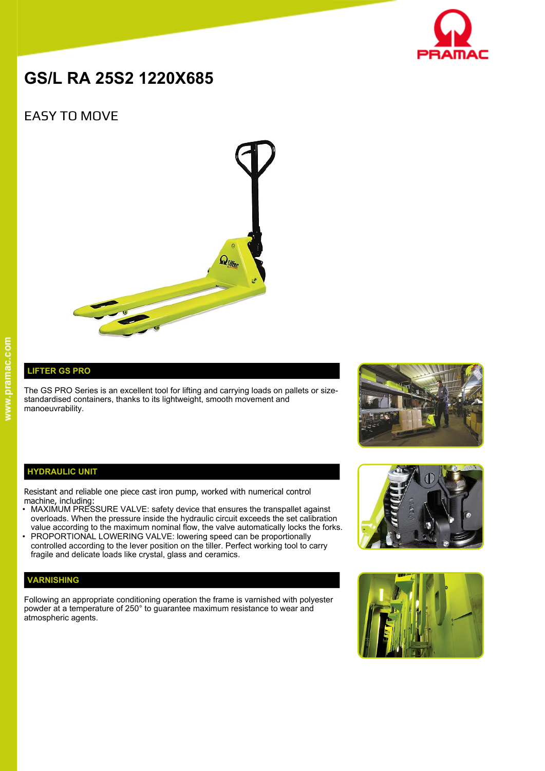# GS/L RA 25S2 1220X685

## EASY TO MOVE

### LIFTER GS PRO

The GS PRO Series is an excellent tool for lifting and carrying loads on pallets or size-standardised containers, thanks to its lightweight, smooth movement and manoeuvrability.

### HYDRAULIC UNIT

Resistant and reliable one piece cast iron pump, worked with numerical control machine, including:

- MAXIMUM PRESSURE VALVE: safety device that ensures the transpallet against overloads. When the pressure inside the hydraulic circuit exceeds the set calibration value according to the maximum nominal flow, the valve automatically locks the forks.
- PROPORTIONAL LOWERING VALVE: lowering speed can be proportionally controlled according to the lever position on the tiller. Perfect working tool to carry fragile and delicate loads like crystal, glass and ceramics.

### VARNISHING

Following an appropriate conditioning operation the frame is varnished with polyester powder at a temperature of 250° to guarantee maximum resistance to wear and atmospheric agents.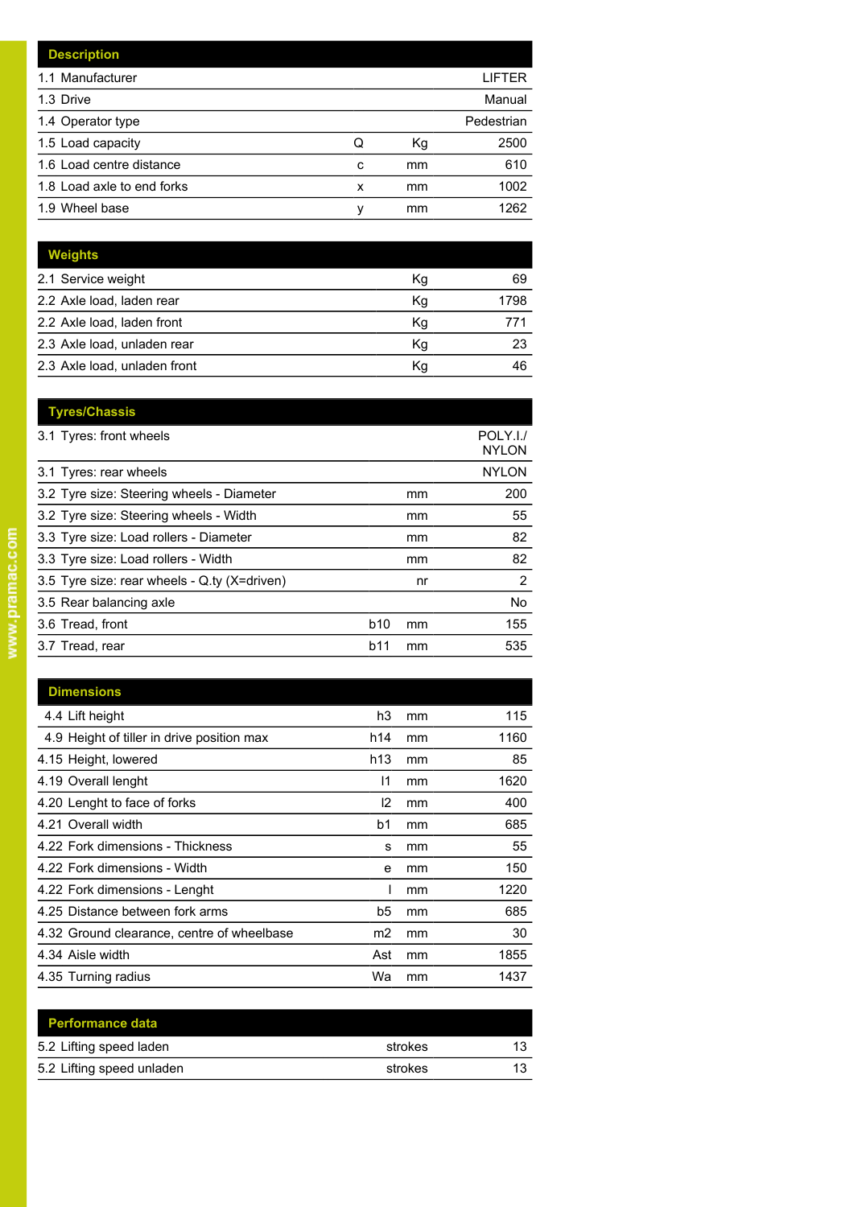| Description | | | |
| --- | --- | --- | --- |
| 1.1 Manufacturer | | | LIFTER |
| 1.3 Drive | | | Manual |
| 1.4 Operator type | | | Pedestrian |
| 1.5 Load capacity | Q | Kg | 2500 |
| 1.6 Load centre distance | c | mm | 610 |
| 1.8 Load axle to end forks | x | mm | 1002 |
| 1.9 Wheel base | y | mm | 1262 |

| Weights | | | |
| --- | --- | --- | --- |
| 2.1 Service weight | | Kg | 69 |
| 2.2 Axle load, laden rear | | Kg | 1798 |
| 2.2 Axle load, laden front | | Kg | 771 |
| 2.3 Axle load, unladen rear | | Kg | 23 |
| 2.3 Axle load, unladen front | | Kg | 46 |

| Tyres/Chassis | | | |
| --- | --- | --- | --- |
| 3.1 Tyres: front wheels | | | POLY.I./ NYLON |
| 3.1 Tyres: rear wheels | | | NYLON |
| 3.2 Tyre size: Steering wheels - Diameter | | mm | 200 |
| 3.2 Tyre size: Steering wheels - Width | | mm | 55 |
| 3.3 Tyre size: Load rollers - Diameter | | mm | 82 |
| 3.3 Tyre size: Load rollers - Width | | mm | 82 |
| 3.5 Tyre size: rear wheels - Q.ty (X=driven) | | nr | 2 |
| 3.5 Rear balancing axle | | | No |
| 3.6 Tread, front | b10 | mm | 155 |
| 3.7 Tread, rear | b11 | mm | 535 |

| Dimensions | | | |
| --- | --- | --- | --- |
| 4.4 Lift height | h3 | mm | 115 |
| 4.9 Height of tiller in drive position max | h14 | mm | 1160 |
| 4.15 Height, lowered | h13 | mm | 85 |
| 4.19 Overall lenght | l1 | mm | 1620 |
| 4.20 Lenght to face of forks | l2 | mm | 400 |
| 4.21 Overall width | b1 | mm | 685 |
| 4.22 Fork dimensions - Thickness | s | mm | 55 |
| 4.22 Fork dimensions - Width | e | mm | 150 |
| 4.22 Fork dimensions - Lenght | l | mm | 1220 |
| 4.25 Distance between fork arms | b5 | mm | 685 |
| 4.32 Ground clearance, centre of wheelbase | m2 | mm | 30 |
| 4.34 Aisle width | Ast | mm | 1855 |
| 4.35 Turning radius | Wa | mm | 1437 |

| Performance data | | | |
| --- | --- | --- | --- |
| 5.2 Lifting speed laden | | strokes | 13 |
| 5.2 Lifting speed unladen | | strokes | 13 |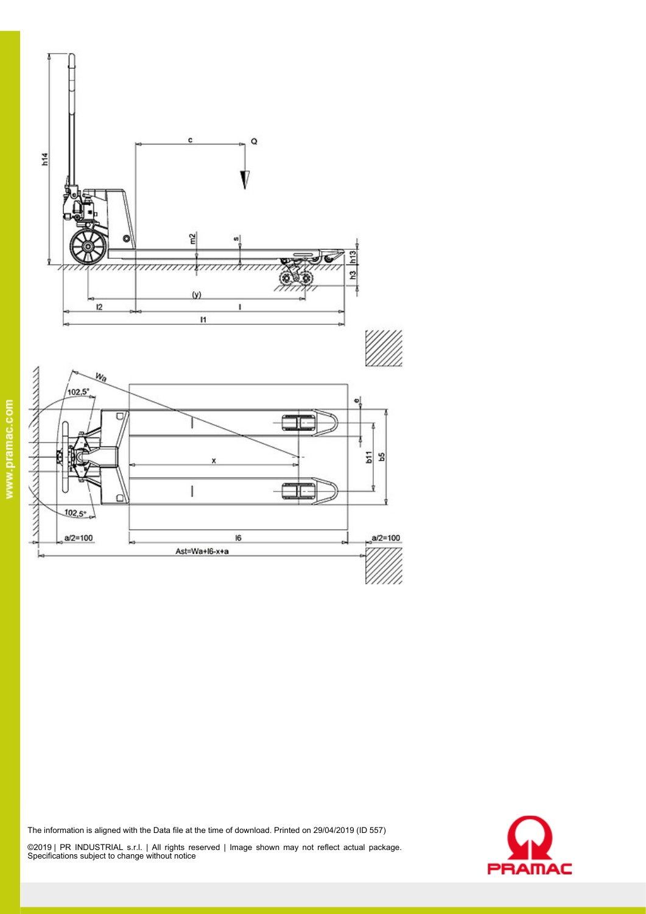h14

c

Q

m2

s

h13

h3

(y)

l2

l

l1

Wa

102,5°

e

x

b11

b5

102,5°

a/2=100

l6

a/2=100

Ast=Wa+l6-x+a

The information is aligned with the Data file at the time of download. Printed on 29/04/2019 (ID 557)

©2019 | PR INDUSTRIAL s.r.l. | All rights reserved | Image shown may not reflect actual package. Specifications subject to change without notice